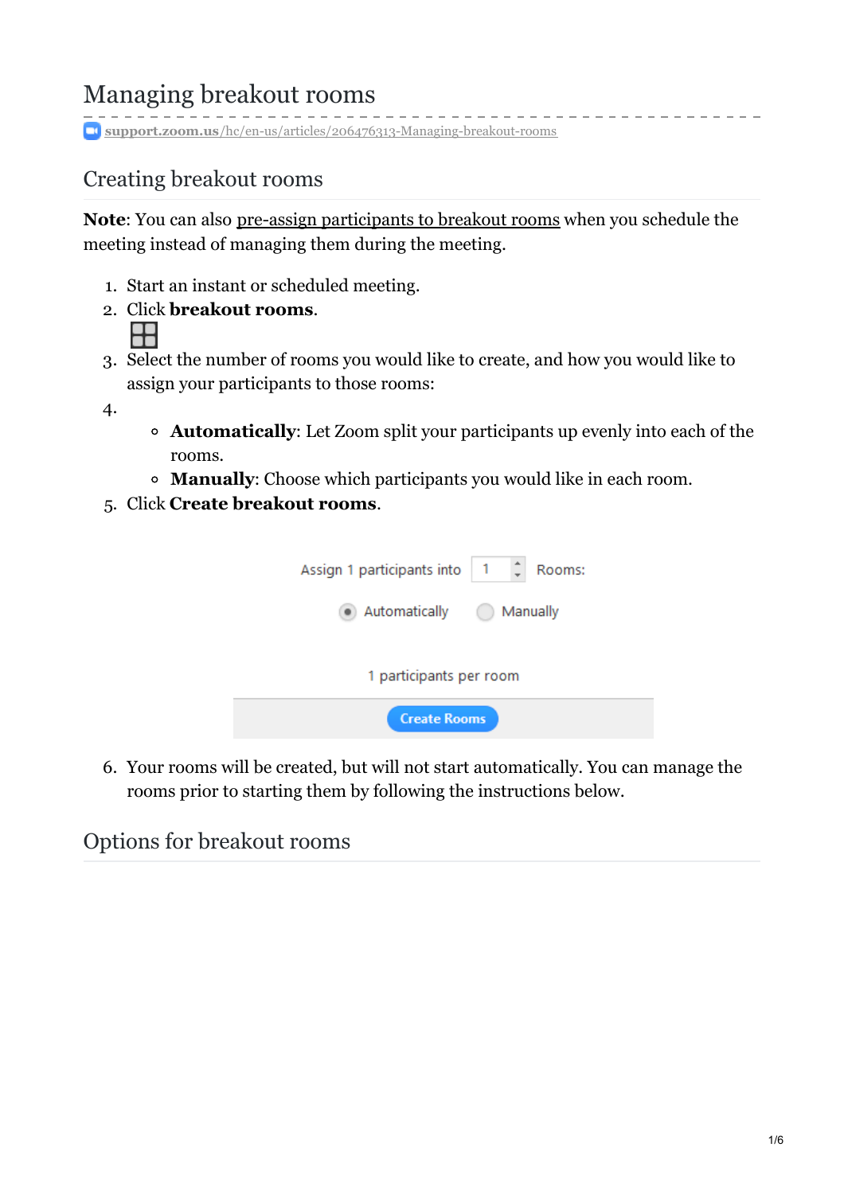# Managing breakout rooms

support.zoom.us/hc/en-us/articles/206476313-Managing-breakout-rooms

## Creating breakout rooms

**Note**: You can also pre-assign participants to breakout rooms when you schedule the meeting instead of managing them during the meeting.

1. Start an instant or scheduled meeting.
2. Click **breakout rooms**.
3. Select the number of rooms you would like to create, and how you would like to assign your participants to those rooms:
4.
    - **Automatically**: Let Zoom split your participants up evenly into each of the rooms.
    - **Manually**: Choose which participants you would like in each room.
5. Click **Create breakout rooms**.

Assign 1 participants into 1 Rooms:

Automatically Manually

1 participants per room

Create Rooms

6. Your rooms will be created, but will not start automatically. You can manage the rooms prior to starting them by following the instructions below.

## Options for breakout rooms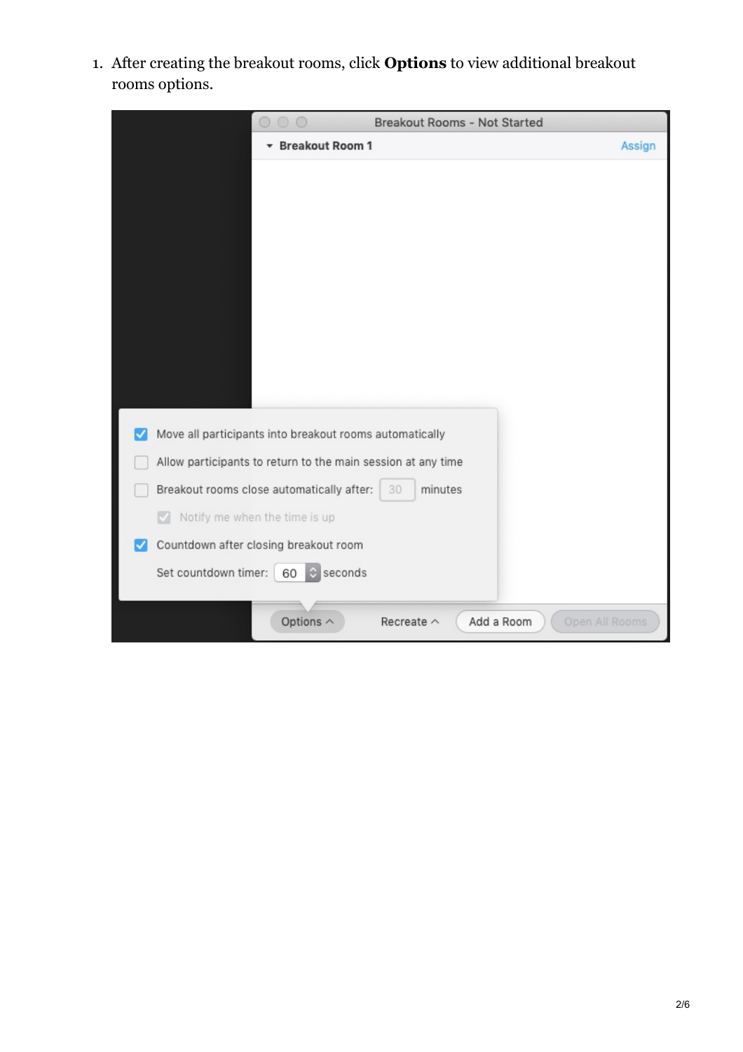1. After creating the breakout rooms, click **Options** to view additional breakout rooms options.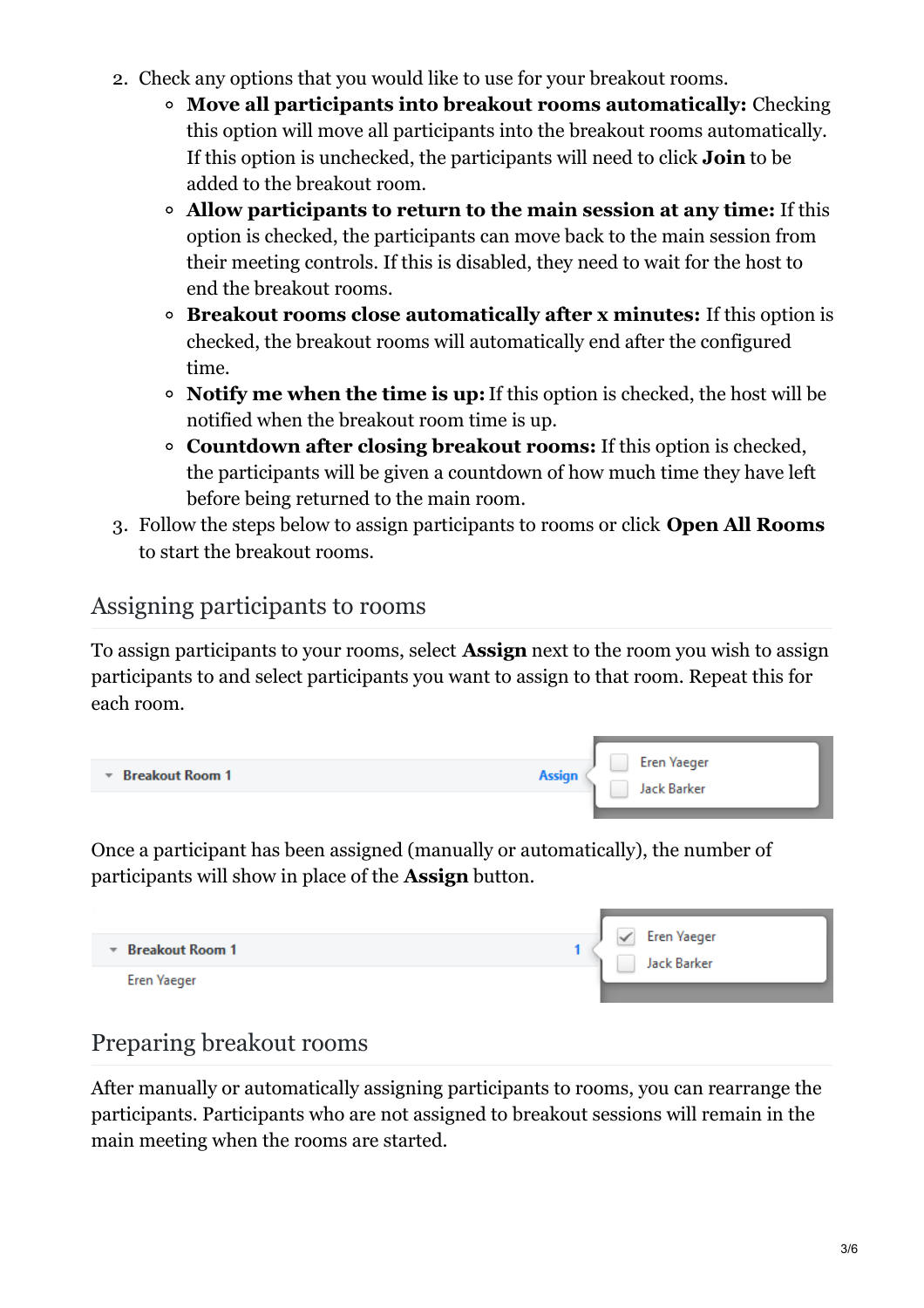2. Check any options that you would like to use for your breakout rooms.
    - **Move all participants into breakout rooms automatically:** Checking this option will move all participants into the breakout rooms automatically. If this option is unchecked, the participants will need to click **Join** to be added to the breakout room.
    - **Allow participants to return to the main session at any time:** If this option is checked, the participants can move back to the main session from their meeting controls. If this is disabled, they need to wait for the host to end the breakout rooms.
    - **Breakout rooms close automatically after x minutes:** If this option is checked, the breakout rooms will automatically end after the configured time.
    - **Notify me when the time is up:** If this option is checked, the host will be notified when the breakout room time is up.
    - **Countdown after closing breakout rooms:** If this option is checked, the participants will be given a countdown of how much time they have left before being returned to the main room.
3. Follow the steps below to assign participants to rooms or click **Open All Rooms** to start the breakout rooms.

## Assigning participants to rooms

To assign participants to your rooms, select **Assign** next to the room you wish to assign participants to and select participants you want to assign to that room. Repeat this for each room.

Once a participant has been assigned (manually or automatically), the number of participants will show in place of the **Assign** button.

## Preparing breakout rooms

After manually or automatically assigning participants to rooms, you can rearrange the participants. Participants who are not assigned to breakout sessions will remain in the main meeting when the rooms are started.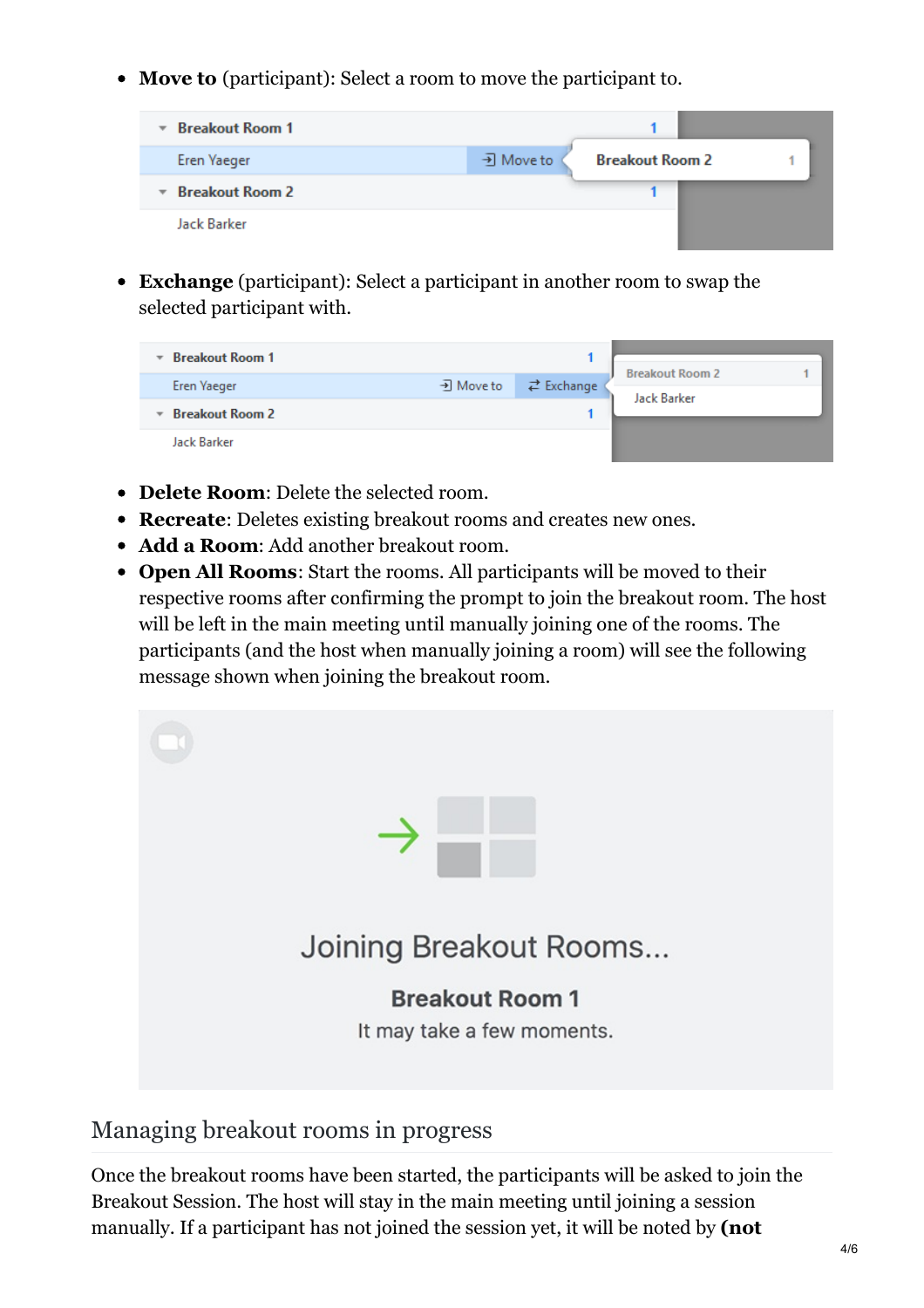- **Move to** (participant): Select a room to move the participant to.

- **Exchange** (participant): Select a participant in another room to swap the selected participant with.

- **Delete Room**: Delete the selected room.
- **Recreate**: Deletes existing breakout rooms and creates new ones.
- **Add a Room**: Add another breakout room.
- **Open All Rooms**: Start the rooms. All participants will be moved to their respective rooms after confirming the prompt to join the breakout room. The host will be left in the main meeting until manually joining one of the rooms. The participants (and the host when manually joining a room) will see the following message shown when joining the breakout room.

## Managing breakout rooms in progress

Once the breakout rooms have been started, the participants will be asked to join the Breakout Session. The host will stay in the main meeting until joining a session manually. If a participant has not joined the session yet, it will be noted by **(not**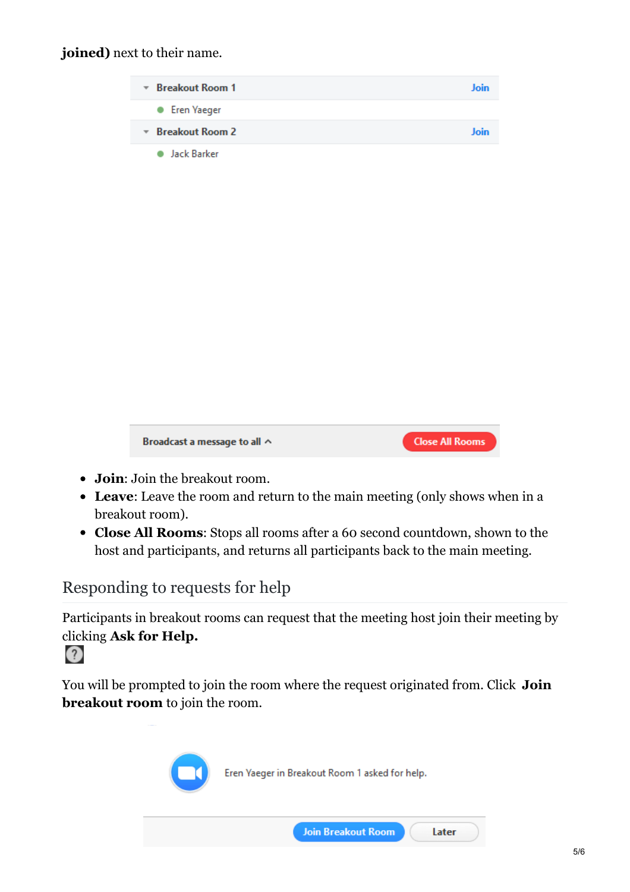**joined)** next to their name.

- **Join**: Join the breakout room.
- **Leave**: Leave the room and return to the main meeting (only shows when in a breakout room).
- **Close All Rooms**: Stops all rooms after a 60 second countdown, shown to the host and participants, and returns all participants back to the main meeting.

## Responding to requests for help

Participants in breakout rooms can request that the meeting host join their meeting by clicking **Ask for Help.**

You will be prompted to join the room where the request originated from. Click **Join breakout room** to join the room.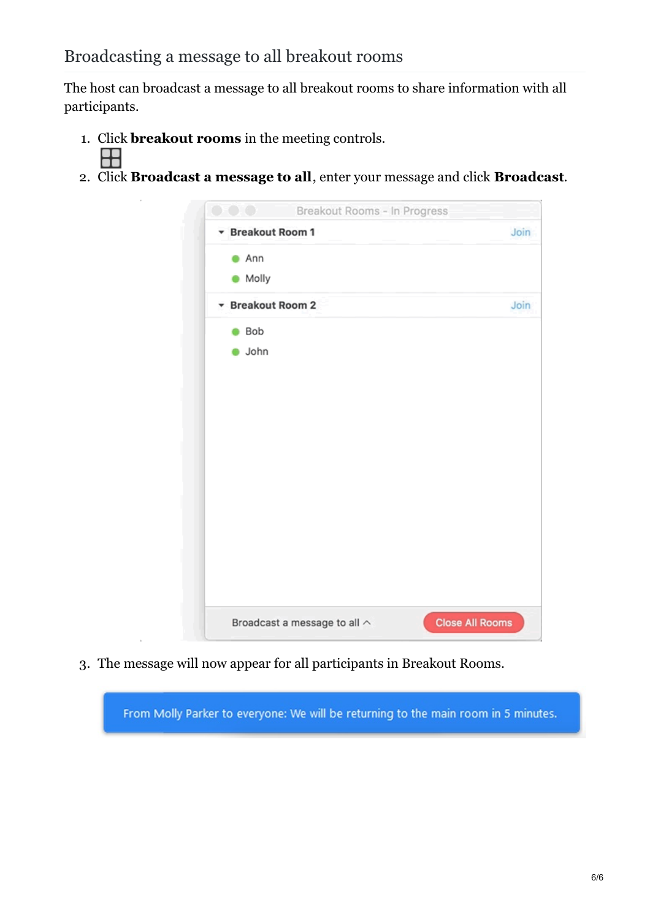## Broadcasting a message to all breakout rooms

The host can broadcast a message to all breakout rooms to share information with all participants.

1. Click **breakout rooms** in the meeting controls.
2. Click **Broadcast a message to all**, enter your message and click **Broadcast**.
3. The message will now appear for all participants in Breakout Rooms.